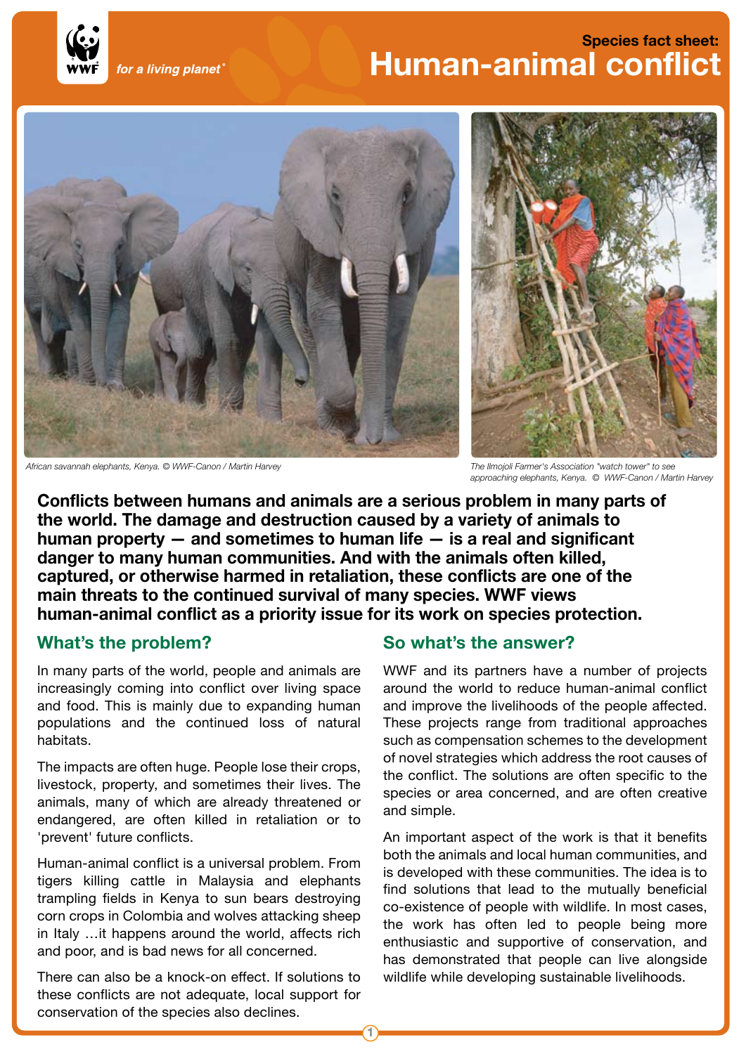Species fact sheet:

# Human-animal conflict

African savannah elephants, Kenya. © WWF-Canon / Martin Harvey

The Ilmojoli Farmer's Association "watch tower" to see approaching elephants, Kenya. © WWF-Canon / Martin Harvey

**Conflicts between humans and animals are a serious problem in many parts of the world. The damage and destruction caused by a variety of animals to human property — and sometimes to human life — is a real and significant danger to many human communities. And with the animals often killed, captured, or otherwise harmed in retaliation, these conflicts are one of the main threats to the continued survival of many species. WWF views human-animal conflict as a priority issue for its work on species protection.**

## What's the problem?

In many parts of the world, people and animals are increasingly coming into conflict over living space and food. This is mainly due to expanding human populations and the continued loss of natural habitats.

The impacts are often huge. People lose their crops, livestock, property, and sometimes their lives. The animals, many of which are already threatened or endangered, are often killed in retaliation or to 'prevent' future conflicts.

Human-animal conflict is a universal problem. From tigers killing cattle in Malaysia and elephants trampling fields in Kenya to sun bears destroying corn crops in Colombia and wolves attacking sheep in Italy …it happens around the world, affects rich and poor, and is bad news for all concerned.

There can also be a knock-on effect. If solutions to these conflicts are not adequate, local support for conservation of the species also declines.

## So what's the answer?

WWF and its partners have a number of projects around the world to reduce human-animal conflict and improve the livelihoods of the people affected. These projects range from traditional approaches such as compensation schemes to the development of novel strategies which address the root causes of the conflict. The solutions are often specific to the species or area concerned, and are often creative and simple.

An important aspect of the work is that it benefits both the animals and local human communities, and is developed with these communities. The idea is to find solutions that lead to the mutually beneficial co-existence of people with wildlife. In most cases, the work has often led to people being more enthusiastic and supportive of conservation, and has demonstrated that people can live alongside wildlife while developing sustainable livelihoods.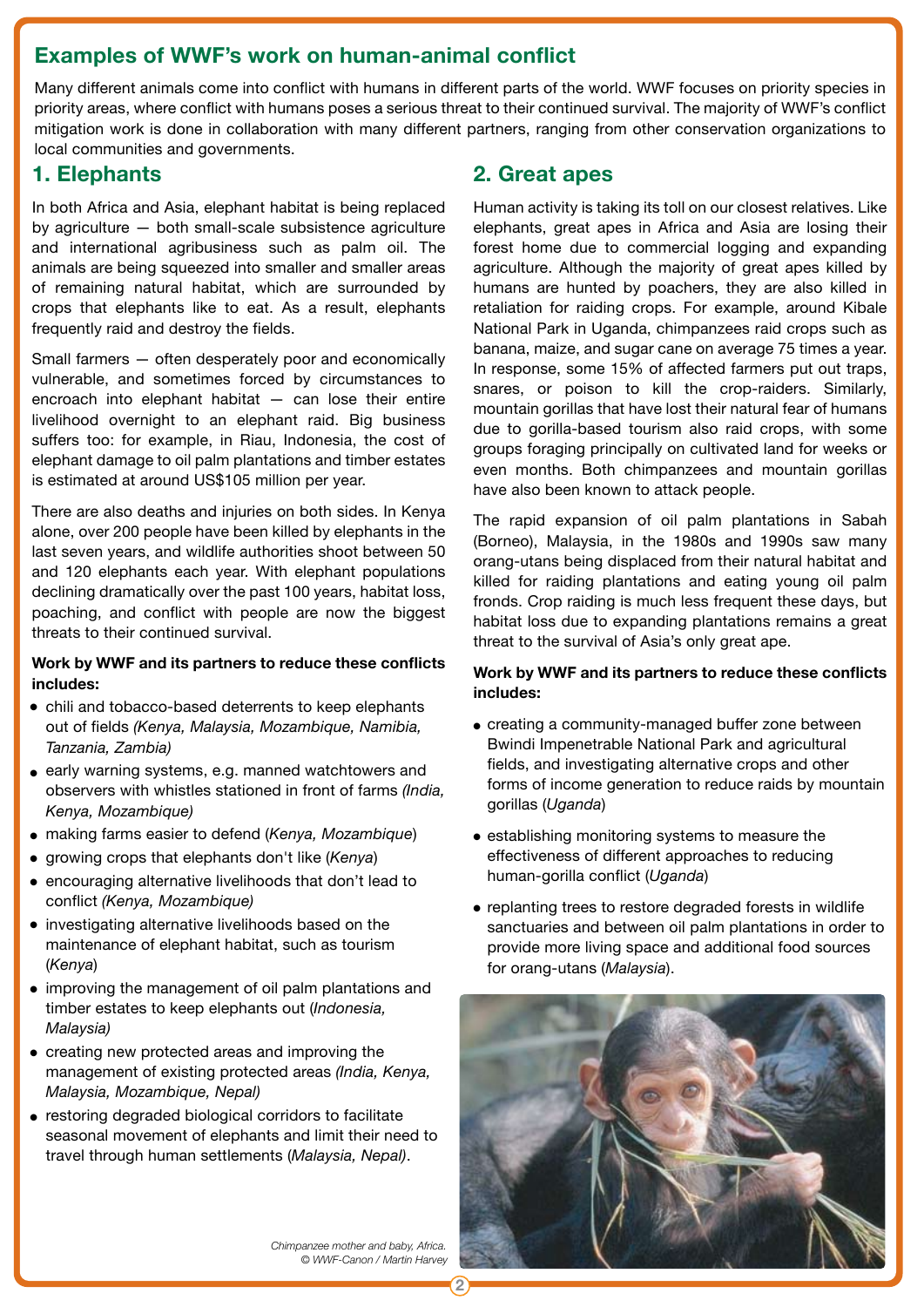## Examples of WWF's work on human-animal conflict

Many different animals come into conflict with humans in different parts of the world. WWF focuses on priority species in priority areas, where conflict with humans poses a serious threat to their continued survival. The majority of WWF's conflict mitigation work is done in collaboration with many different partners, ranging from other conservation organizations to local communities and governments.

### 1. Elephants

In both Africa and Asia, elephant habitat is being replaced by agriculture — both small-scale subsistence agriculture and international agribusiness such as palm oil. The animals are being squeezed into smaller and smaller areas of remaining natural habitat, which are surrounded by crops that elephants like to eat. As a result, elephants frequently raid and destroy the fields.

Small farmers — often desperately poor and economically vulnerable, and sometimes forced by circumstances to encroach into elephant habitat — can lose their entire livelihood overnight to an elephant raid. Big business suffers too: for example, in Riau, Indonesia, the cost of elephant damage to oil palm plantations and timber estates is estimated at around US$105 million per year.

There are also deaths and injuries on both sides. In Kenya alone, over 200 people have been killed by elephants in the last seven years, and wildlife authorities shoot between 50 and 120 elephants each year. With elephant populations declining dramatically over the past 100 years, habitat loss, poaching, and conflict with people are now the biggest threats to their continued survival.

**Work by WWF and its partners to reduce these conflicts includes:**

- chili and tobacco-based deterrents to keep elephants out of fields *(Kenya, Malaysia, Mozambique, Namibia, Tanzania, Zambia)*
- early warning systems, e.g. manned watchtowers and observers with whistles stationed in front of farms *(India, Kenya, Mozambique)*
- making farms easier to defend (*Kenya, Mozambique*)
- growing crops that elephants don't like (*Kenya*)
- encouraging alternative livelihoods that don't lead to conflict *(Kenya, Mozambique)*
- investigating alternative livelihoods based on the maintenance of elephant habitat, such as tourism (*Kenya*)
- improving the management of oil palm plantations and timber estates to keep elephants out (*Indonesia, Malaysia)*
- creating new protected areas and improving the management of existing protected areas *(India, Kenya, Malaysia, Mozambique, Nepal)*
- restoring degraded biological corridors to facilitate seasonal movement of elephants and limit their need to travel through human settlements (*Malaysia, Nepal)*.

### 2. Great apes

Human activity is taking its toll on our closest relatives. Like elephants, great apes in Africa and Asia are losing their forest home due to commercial logging and expanding agriculture. Although the majority of great apes killed by humans are hunted by poachers, they are also killed in retaliation for raiding crops. For example, around Kibale National Park in Uganda, chimpanzees raid crops such as banana, maize, and sugar cane on average 75 times a year. In response, some 15% of affected farmers put out traps, snares, or poison to kill the crop-raiders. Similarly, mountain gorillas that have lost their natural fear of humans due to gorilla-based tourism also raid crops, with some groups foraging principally on cultivated land for weeks or even months. Both chimpanzees and mountain gorillas have also been known to attack people.

The rapid expansion of oil palm plantations in Sabah (Borneo), Malaysia, in the 1980s and 1990s saw many orang-utans being displaced from their natural habitat and killed for raiding plantations and eating young oil palm fronds. Crop raiding is much less frequent these days, but habitat loss due to expanding plantations remains a great threat to the survival of Asia's only great ape.

**Work by WWF and its partners to reduce these conflicts includes:**

- creating a community-managed buffer zone between Bwindi Impenetrable National Park and agricultural fields, and investigating alternative crops and other forms of income generation to reduce raids by mountain gorillas (*Uganda*)
- establishing monitoring systems to measure the effectiveness of different approaches to reducing human-gorilla conflict (*Uganda*)
- replanting trees to restore degraded forests in wildlife sanctuaries and between oil palm plantations in order to provide more living space and additional food sources for orang-utans (*Malaysia*).

*Chimpanzee mother and baby, Africa.*
*© WWF-Canon / Martin Harvey*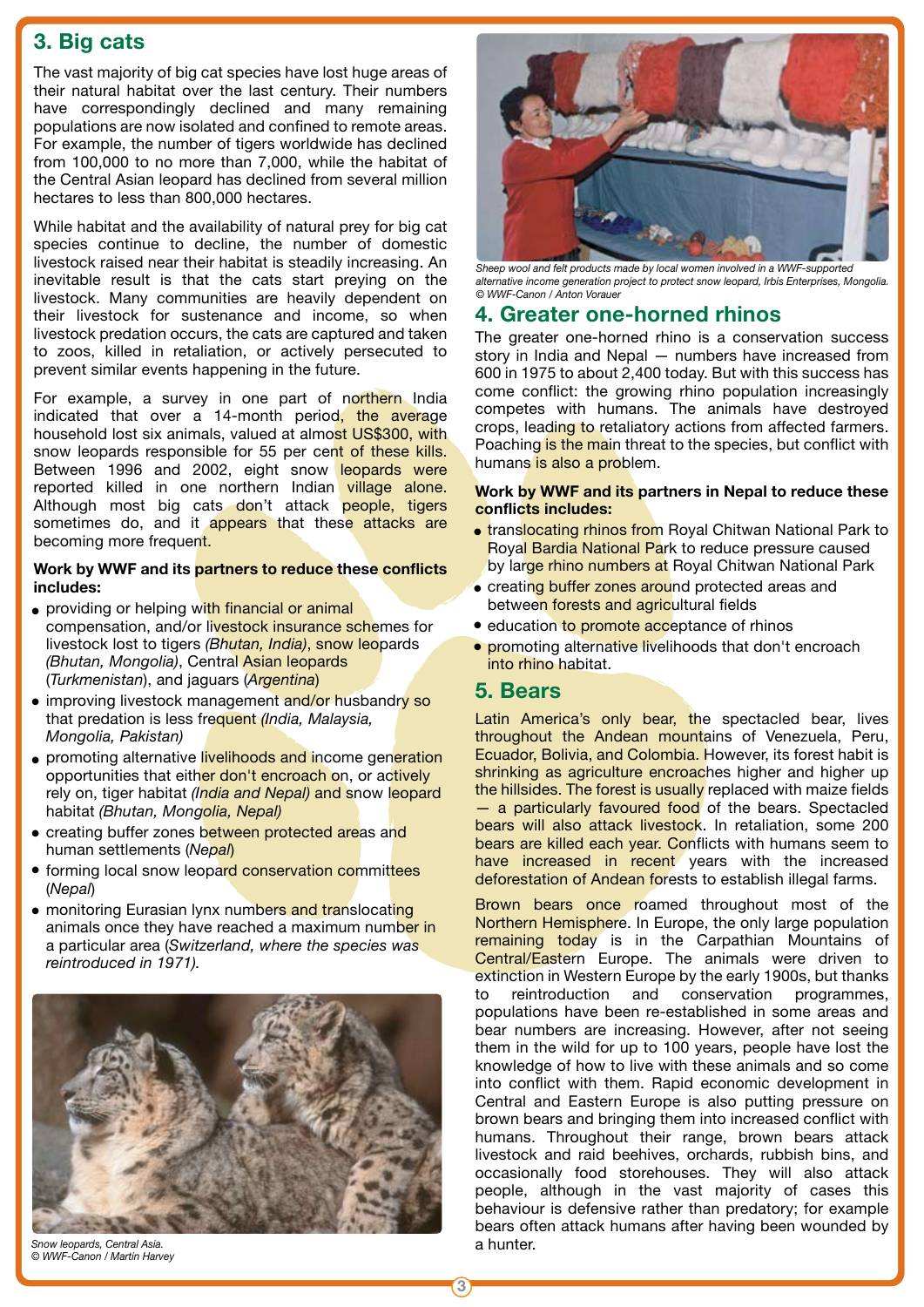## 3. Big cats

The vast majority of big cat species have lost huge areas of their natural habitat over the last century. Their numbers have correspondingly declined and many remaining populations are now isolated and confined to remote areas. For example, the number of tigers worldwide has declined from 100,000 to no more than 7,000, while the habitat of the Central Asian leopard has declined from several million hectares to less than 800,000 hectares.

While habitat and the availability of natural prey for big cat species continue to decline, the number of domestic livestock raised near their habitat is steadily increasing. An inevitable result is that the cats start preying on the livestock. Many communities are heavily dependent on their livestock for sustenance and income, so when livestock predation occurs, the cats are captured and taken to zoos, killed in retaliation, or actively persecuted to prevent similar events happening in the future.

For example, a survey in one part of northern India indicated that over a 14-month period, the average household lost six animals, valued at almost US$300, with snow leopards responsible for 55 per cent of these kills. Between 1996 and 2002, eight snow leopards were reported killed in one northern Indian village alone. Although most big cats don't attack people, tigers sometimes do, and it appears that these attacks are becoming more frequent.

**Work by WWF and its partners to reduce these conflicts includes:**

- providing or helping with financial or animal compensation, and/or livestock insurance schemes for livestock lost to tigers *(Bhutan, India)*, snow leopards *(Bhutan, Mongolia)*, Central Asian leopards (*Turkmenistan*), and jaguars (*Argentina*)
- improving livestock management and/or husbandry so that predation is less frequent *(India, Malaysia, Mongolia, Pakistan)*
- promoting alternative livelihoods and income generation opportunities that either don't encroach on, or actively rely on, tiger habitat *(India and Nepal)* and snow leopard habitat *(Bhutan, Mongolia, Nepal)*
- creating buffer zones between protected areas and human settlements (*Nepal*)
- forming local snow leopard conservation committees (*Nepal*)
- monitoring Eurasian lynx numbers and translocating animals once they have reached a maximum number in a particular area (*Switzerland, where the species was reintroduced in 1971).*

*Snow leopards, Central Asia.*
*© WWF-Canon / Martin Harvey*

*Sheep wool and felt products made by local women involved in a WWF-supported alternative income generation project to protect snow leopard, Irbis Enterprises, Mongolia.*
*© WWF-Canon / Anton Vorauer*

## 4. Greater one-horned rhinos

The greater one-horned rhino is a conservation success story in India and Nepal — numbers have increased from 600 in 1975 to about 2,400 today. But with this success has come conflict: the growing rhino population increasingly competes with humans. The animals have destroyed crops, leading to retaliatory actions from affected farmers. Poaching is the main threat to the species, but conflict with humans is also a problem.

**Work by WWF and its partners in Nepal to reduce these conflicts includes:**

- translocating rhinos from Royal Chitwan National Park to Royal Bardia National Park to reduce pressure caused by large rhino numbers at Royal Chitwan National Park
- creating buffer zones around protected areas and between forests and agricultural fields
- education to promote acceptance of rhinos
- promoting alternative livelihoods that don't encroach into rhino habitat.

## 5. Bears

Latin America's only bear, the spectacled bear, lives throughout the Andean mountains of Venezuela, Peru, Ecuador, Bolivia, and Colombia. However, its forest habit is shrinking as agriculture encroaches higher and higher up the hillsides. The forest is usually replaced with maize fields — a particularly favoured food of the bears. Spectacled bears will also attack livestock. In retaliation, some 200 bears are killed each year. Conflicts with humans seem to have increased in recent years with the increased deforestation of Andean forests to establish illegal farms.

Brown bears once roamed throughout most of the Northern Hemisphere. In Europe, the only large population remaining today is in the Carpathian Mountains of Central/Eastern Europe. The animals were driven to extinction in Western Europe by the early 1900s, but thanks to reintroduction and conservation programmes, populations have been re-established in some areas and bear numbers are increasing. However, after not seeing them in the wild for up to 100 years, people have lost the knowledge of how to live with these animals and so come into conflict with them. Rapid economic development in Central and Eastern Europe is also putting pressure on brown bears and bringing them into increased conflict with humans. Throughout their range, brown bears attack livestock and raid beehives, orchards, rubbish bins, and occasionally food storehouses. They will also attack people, although in the vast majority of cases this behaviour is defensive rather than predatory; for example bears often attack humans after having been wounded by a hunter.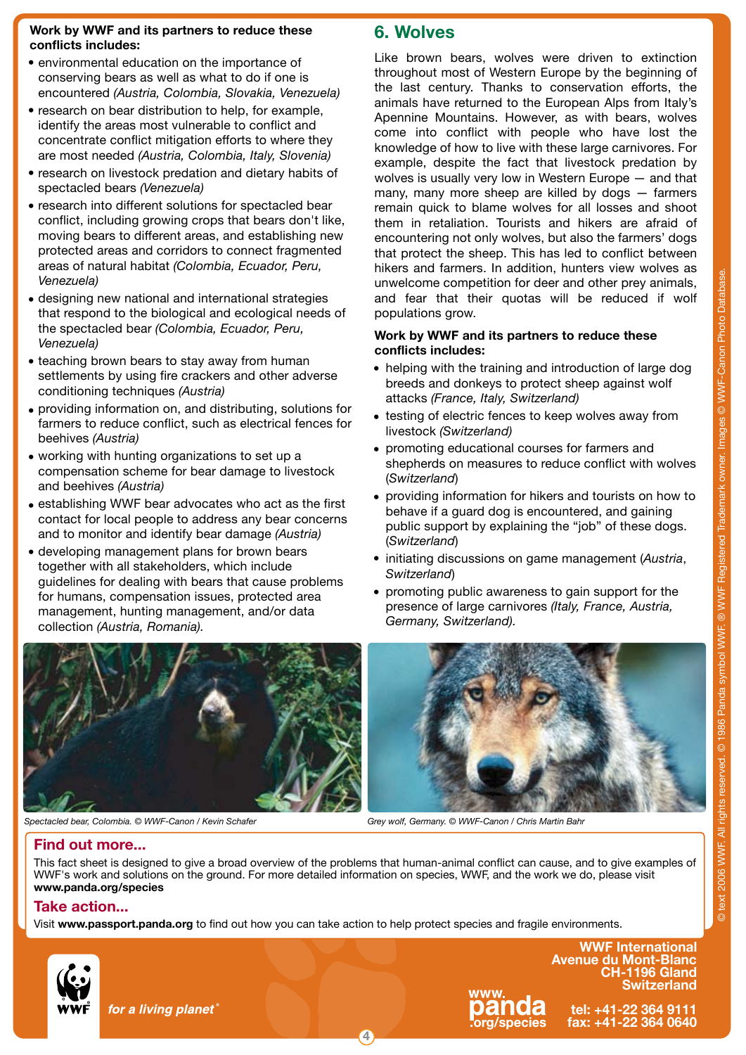**Work by WWF and its partners to reduce these conflicts includes:**

- environmental education on the importance of conserving bears as well as what to do if one is encountered *(Austria, Colombia, Slovakia, Venezuela)*
- research on bear distribution to help, for example, identify the areas most vulnerable to conflict and concentrate conflict mitigation efforts to where they are most needed *(Austria, Colombia, Italy, Slovenia)*
- research on livestock predation and dietary habits of spectacled bears *(Venezuela)*
- research into different solutions for spectacled bear conflict, including growing crops that bears don't like, moving bears to different areas, and establishing new protected areas and corridors to connect fragmented areas of natural habitat *(Colombia, Ecuador, Peru, Venezuela)*
- designing new national and international strategies that respond to the biological and ecological needs of the spectacled bear *(Colombia, Ecuador, Peru, Venezuela)*
- teaching brown bears to stay away from human settlements by using fire crackers and other adverse conditioning techniques *(Austria)*
- providing information on, and distributing, solutions for farmers to reduce conflict, such as electrical fences for beehives *(Austria)*
- working with hunting organizations to set up a compensation scheme for bear damage to livestock and beehives *(Austria)*
- establishing WWF bear advocates who act as the first contact for local people to address any bear concerns and to monitor and identify bear damage *(Austria)*
- developing management plans for brown bears together with all stakeholders, which include guidelines for dealing with bears that cause problems for humans, compensation issues, protected area management, hunting management, and/or data collection *(Austria, Romania).*

## 6. Wolves

Like brown bears, wolves were driven to extinction throughout most of Western Europe by the beginning of the last century. Thanks to conservation efforts, the animals have returned to the European Alps from Italy's Apennine Mountains. However, as with bears, wolves come into conflict with people who have lost the knowledge of how to live with these large carnivores. For example, despite the fact that livestock predation by wolves is usually very low in Western Europe — and that many, many more sheep are killed by dogs — farmers remain quick to blame wolves for all losses and shoot them in retaliation. Tourists and hikers are afraid of encountering not only wolves, but also the farmers' dogs that protect the sheep. This has led to conflict between hikers and farmers. In addition, hunters view wolves as unwelcome competition for deer and other prey animals, and fear that their quotas will be reduced if wolf populations grow.

**Work by WWF and its partners to reduce these conflicts includes:**

- helping with the training and introduction of large dog breeds and donkeys to protect sheep against wolf attacks *(France, Italy, Switzerland)*
- testing of electric fences to keep wolves away from livestock *(Switzerland)*
- promoting educational courses for farmers and shepherds on measures to reduce conflict with wolves (*Switzerland*)
- providing information for hikers and tourists on how to behave if a guard dog is encountered, and gaining public support by explaining the "job" of these dogs. (*Switzerland*)
- initiating discussions on game management (*Austria, Switzerland*)
- promoting public awareness to gain support for the presence of large carnivores *(Italy, France, Austria, Germany, Switzerland).*

*Spectacled bear, Colombia. © WWF-Canon / Kevin Schafer*

*Grey wolf, Germany. © WWF-Canon / Chris Martin Bahr*

### Find out more...

This fact sheet is designed to give a broad overview of the problems that human-animal conflict can cause, and to give examples of WWF's work and solutions on the ground. For more detailed information on species, WWF, and the work we do, please visit **www.panda.org/species**

### Take action...

Visit **www.passport.panda.org** to find out how you can take action to help protect species and fragile environments.

WWF *for a living planet®*

www.panda.org/species

**WWF International**
**Avenue du Mont-Blanc**
**CH-1196 Gland**
**Switzerland**

**tel: +41-22 364 9111**
**fax: +41-22 364 0640**

© text 2006 WWF. All rights reserved. © 1986 Panda symbol WWF. ® WWF Registered Trademark owner. Images © WWF-Canon Photo Database.